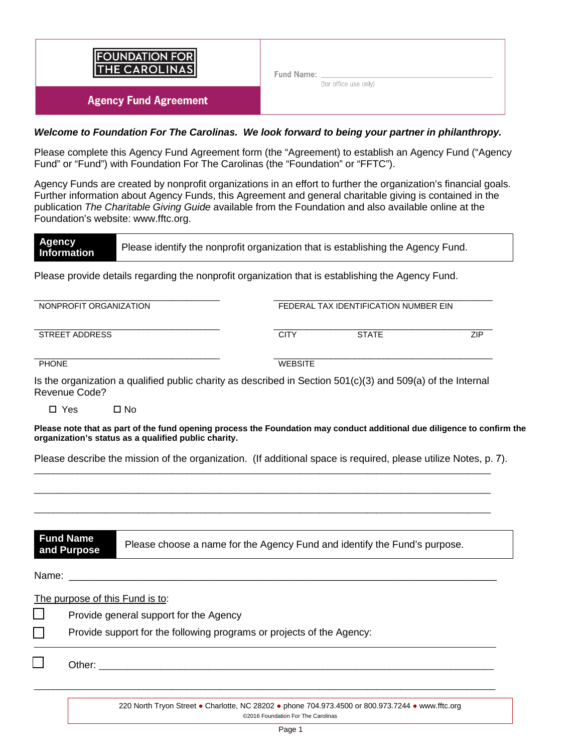FOUNDATION FOR THE CAROLINAS

# Agency Fund Agreement

Fund Name: ______________________________
(for office use only)

***Welcome to Foundation For The Carolinas. We look forward to being your partner in philanthropy.***

Please complete this Agency Fund Agreement form (the "Agreement") to establish an Agency Fund ("Agency Fund" or "Fund") with Foundation For The Carolinas (the "Foundation" or "FFTC").

Agency Funds are created by nonprofit organizations in an effort to further the organization's financial goals. Further information about Agency Funds, this Agreement and general charitable giving is contained in the publication *The Charitable Giving Guide* available from the Foundation and also available online at the Foundation's website: www.fftc.org.

## Agency Information

Please identify the nonprofit organization that is establishing the Agency Fund.

Please provide details regarding the nonprofit organization that is establishing the Agency Fund.

| | |
|---|---|
| ______________________________ NONPROFIT ORGANIZATION | ______________________________ FEDERAL TAX IDENTIFICATION NUMBER EIN |
| ______________________________ STREET ADDRESS | ______________________________ CITY STATE ZIP |
| ______________________________ PHONE | ______________________________ WEBSITE |

Is the organization a qualified public charity as described in Section 501(c)(3) and 509(a) of the Internal Revenue Code?

☐ Yes ☐ No

**Please note that as part of the fund opening process the Foundation may conduct additional due diligence to confirm the organization's status as a qualified public charity.**

Please describe the mission of the organization. (If additional space is required, please utilize Notes, p. 7).

______________________________________________________________________________

______________________________________________________________________________

______________________________________________________________________________

## Fund Name and Purpose

Please choose a name for the Agency Fund and identify the Fund's purpose.

Name: ______________________________________________________________________

<u>The purpose of this Fund is to</u>:

☐ Provide general support for the Agency

☐ Provide support for the following programs or projects of the Agency:

______________________________________________________________________________

☐ Other: ______________________________________________________________________

______________________________________________________________________________

220 North Tryon Street ● Charlotte, NC 28202 ● phone 704.973.4500 or 800.973.7244 ● www.fftc.org
©2016 Foundation For The Carolinas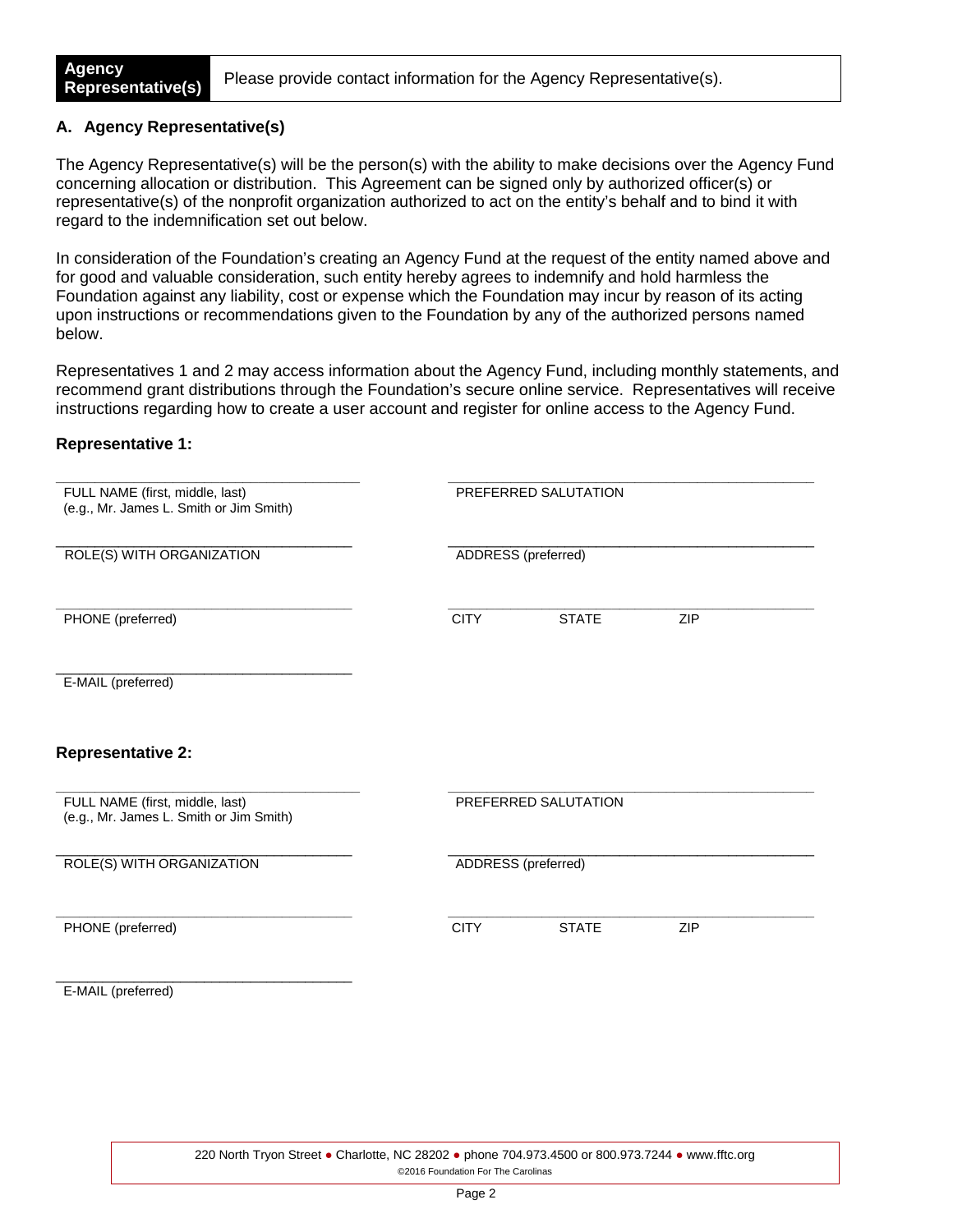**Agency Representative(s)** Please provide contact information for the Agency Representative(s).

### A. Agency Representative(s)

The Agency Representative(s) will be the person(s) with the ability to make decisions over the Agency Fund concerning allocation or distribution. This Agreement can be signed only by authorized officer(s) or representative(s) of the nonprofit organization authorized to act on the entity's behalf and to bind it with regard to the indemnification set out below.

In consideration of the Foundation's creating an Agency Fund at the request of the entity named above and for good and valuable consideration, such entity hereby agrees to indemnify and hold harmless the Foundation against any liability, cost or expense which the Foundation may incur by reason of its acting upon instructions or recommendations given to the Foundation by any of the authorized persons named below.

Representatives 1 and 2 may access information about the Agency Fund, including monthly statements, and recommend grant distributions through the Foundation's secure online service. Representatives will receive instructions regarding how to create a user account and register for online access to the Agency Fund.

**Representative 1:**

\_\_\_\_\_\_\_\_\_\_\_\_\_\_\_\_\_\_\_\_\_\_\_\_\_\_\_\_\_\_\_\_\_\_\_\_\_\_\_\_
FULL NAME (first, middle, last)
(e.g., Mr. James L. Smith or Jim Smith)

\_\_\_\_\_\_\_\_\_\_\_\_\_\_\_\_\_\_\_\_\_\_\_\_\_\_\_\_\_\_\_\_\_\_\_\_\_\_\_\_
PREFERRED SALUTATION

\_\_\_\_\_\_\_\_\_\_\_\_\_\_\_\_\_\_\_\_\_\_\_\_\_\_\_\_\_\_\_\_\_\_\_\_\_\_\_\_
ROLE(S) WITH ORGANIZATION

\_\_\_\_\_\_\_\_\_\_\_\_\_\_\_\_\_\_\_\_\_\_\_\_\_\_\_\_\_\_\_\_\_\_\_\_\_\_\_\_
ADDRESS (preferred)

\_\_\_\_\_\_\_\_\_\_\_\_\_\_\_\_\_\_\_\_\_\_\_\_\_\_\_\_\_\_\_\_\_\_\_\_\_\_\_\_
PHONE (preferred)

\_\_\_\_\_\_\_\_\_\_\_\_\_\_\_\_\_\_\_\_\_\_\_\_\_\_\_\_\_\_\_\_\_\_\_\_\_\_\_\_
CITY STATE ZIP

\_\_\_\_\_\_\_\_\_\_\_\_\_\_\_\_\_\_\_\_\_\_\_\_\_\_\_\_\_\_\_\_\_\_\_\_\_\_\_\_
E-MAIL (preferred)

**Representative 2:**

\_\_\_\_\_\_\_\_\_\_\_\_\_\_\_\_\_\_\_\_\_\_\_\_\_\_\_\_\_\_\_\_\_\_\_\_\_\_\_\_
FULL NAME (first, middle, last)
(e.g., Mr. James L. Smith or Jim Smith)

\_\_\_\_\_\_\_\_\_\_\_\_\_\_\_\_\_\_\_\_\_\_\_\_\_\_\_\_\_\_\_\_\_\_\_\_\_\_\_\_
PREFERRED SALUTATION

\_\_\_\_\_\_\_\_\_\_\_\_\_\_\_\_\_\_\_\_\_\_\_\_\_\_\_\_\_\_\_\_\_\_\_\_\_\_\_\_
ROLE(S) WITH ORGANIZATION

\_\_\_\_\_\_\_\_\_\_\_\_\_\_\_\_\_\_\_\_\_\_\_\_\_\_\_\_\_\_\_\_\_\_\_\_\_\_\_\_
ADDRESS (preferred)

\_\_\_\_\_\_\_\_\_\_\_\_\_\_\_\_\_\_\_\_\_\_\_\_\_\_\_\_\_\_\_\_\_\_\_\_\_\_\_\_
PHONE (preferred)

\_\_\_\_\_\_\_\_\_\_\_\_\_\_\_\_\_\_\_\_\_\_\_\_\_\_\_\_\_\_\_\_\_\_\_\_\_\_\_\_
CITY STATE ZIP

\_\_\_\_\_\_\_\_\_\_\_\_\_\_\_\_\_\_\_\_\_\_\_\_\_\_\_\_\_\_\_\_\_\_\_\_\_\_\_\_
E-MAIL (preferred)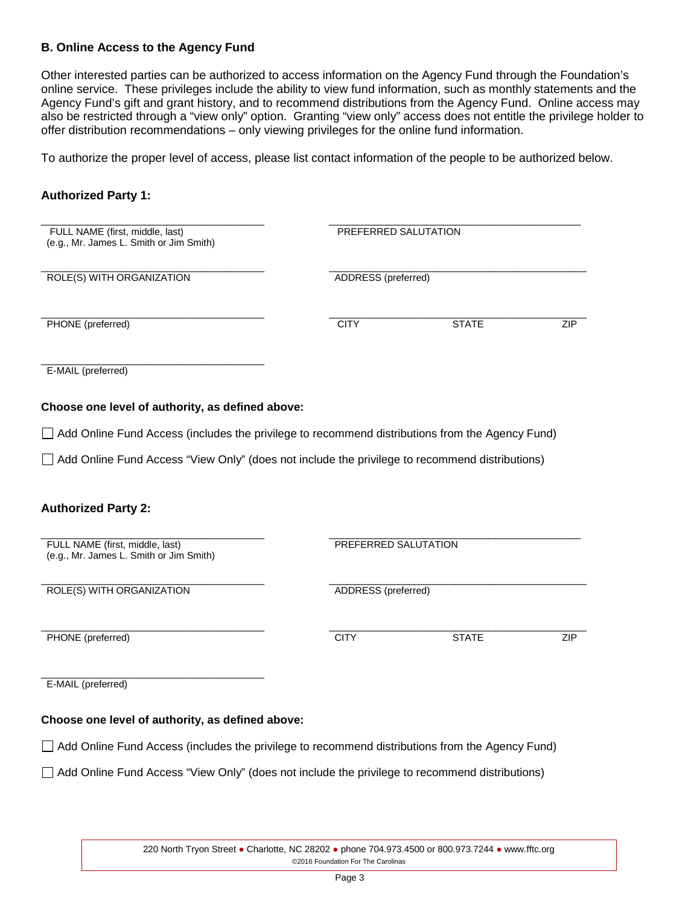### B. Online Access to the Agency Fund

Other interested parties can be authorized to access information on the Agency Fund through the Foundation's online service. These privileges include the ability to view fund information, such as monthly statements and the Agency Fund's gift and grant history, and to recommend distributions from the Agency Fund. Online access may also be restricted through a "view only" option. Granting "view only" access does not entitle the privilege holder to offer distribution recommendations – only viewing privileges for the online fund information.

To authorize the proper level of access, please list contact information of the people to be authorized below.

**Authorized Party 1:**

_______________________________________
FULL NAME (first, middle, last)
(e.g., Mr. James L. Smith or Jim Smith)

_______________________________________
PREFERRED SALUTATION

_______________________________________
ROLE(S) WITH ORGANIZATION

_______________________________________
ADDRESS (preferred)

_______________________________________
PHONE (preferred)

_______________________________________
CITY STATE ZIP

_______________________________________
E-MAIL (preferred)

**Choose one level of authority, as defined above:**

☐ Add Online Fund Access (includes the privilege to recommend distributions from the Agency Fund)

☐ Add Online Fund Access "View Only" (does not include the privilege to recommend distributions)

**Authorized Party 2:**

_______________________________________
FULL NAME (first, middle, last)
(e.g., Mr. James L. Smith or Jim Smith)

_______________________________________
PREFERRED SALUTATION

_______________________________________
ROLE(S) WITH ORGANIZATION

_______________________________________
ADDRESS (preferred)

_______________________________________
PHONE (preferred)

_______________________________________
CITY STATE ZIP

_______________________________________
E-MAIL (preferred)

**Choose one level of authority, as defined above:**

☐ Add Online Fund Access (includes the privilege to recommend distributions from the Agency Fund)

☐ Add Online Fund Access "View Only" (does not include the privilege to recommend distributions)

220 North Tryon Street ● Charlotte, NC 28202 ● phone 704.973.4500 or 800.973.7244 ● www.fftc.org
©2016 Foundation For The Carolinas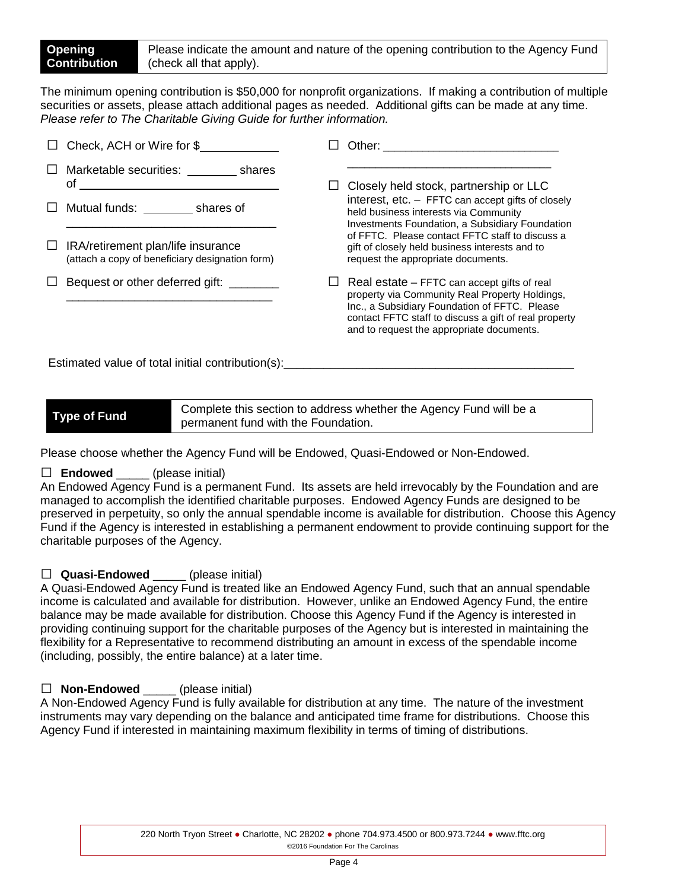**Opening Contribution** — Please indicate the amount and nature of the opening contribution to the Agency Fund (check all that apply).

The minimum opening contribution is $50,000 for nonprofit organizations. If making a contribution of multiple securities or assets, please attach additional pages as needed. Additional gifts can be made at any time. *Please refer to The Charitable Giving Guide for further information.*

☐ Check, ACH or Wire for $\_\_\_\_\_\_\_\_\_\_

☐ Marketable securities: \_\_\_\_\_\_\_\_ shares of \_\_\_\_\_\_\_\_\_\_\_\_\_\_\_\_\_\_\_\_\_\_\_\_\_\_\_\_\_\_

☐ Mutual funds: \_\_\_\_\_\_\_\_ shares of \_\_\_\_\_\_\_\_\_\_\_\_\_\_\_\_\_\_\_\_\_\_\_\_\_\_\_\_\_\_

☐ IRA/retirement plan/life insurance (attach a copy of beneficiary designation form)

☐ Bequest or other deferred gift: \_\_\_\_\_\_\_\_ \_\_\_\_\_\_\_\_\_\_\_\_\_\_\_\_\_\_\_\_\_\_\_\_\_\_\_\_\_\_

☐ Other: \_\_\_\_\_\_\_\_\_\_\_\_\_\_\_\_\_\_\_\_\_\_\_\_\_\_\_ \_\_\_\_\_\_\_\_\_\_\_\_\_\_\_\_\_\_\_\_\_\_\_\_\_\_\_\_\_\_

☐ Closely held stock, partnership or LLC interest, etc. – FFTC can accept gifts of closely held business interests via Community Investments Foundation, a Subsidiary Foundation of FFTC. Please contact FFTC staff to discuss a gift of closely held business interests and to request the appropriate documents.

☐ Real estate – FFTC can accept gifts of real property via Community Real Property Holdings, Inc., a Subsidiary Foundation of FFTC. Please contact FFTC staff to discuss a gift of real property and to request the appropriate documents.

Estimated value of total initial contribution(s):\_\_\_\_\_\_\_\_\_\_\_\_\_\_\_\_\_\_\_\_\_\_\_\_\_\_\_\_\_\_\_\_\_\_\_\_\_\_\_\_\_\_

**Type of Fund** — Complete this section to address whether the Agency Fund will be a permanent fund with the Foundation.

Please choose whether the Agency Fund will be Endowed, Quasi-Endowed or Non-Endowed.

☐ **Endowed** \_\_\_\_\_ (please initial)
An Endowed Agency Fund is a permanent Fund. Its assets are held irrevocably by the Foundation and are managed to accomplish the identified charitable purposes. Endowed Agency Funds are designed to be preserved in perpetuity, so only the annual spendable income is available for distribution. Choose this Agency Fund if the Agency is interested in establishing a permanent endowment to provide continuing support for the charitable purposes of the Agency.

☐ **Quasi-Endowed** \_\_\_\_\_ (please initial)
A Quasi-Endowed Agency Fund is treated like an Endowed Agency Fund, such that an annual spendable income is calculated and available for distribution. However, unlike an Endowed Agency Fund, the entire balance may be made available for distribution. Choose this Agency Fund if the Agency is interested in providing continuing support for the charitable purposes of the Agency but is interested in maintaining the flexibility for a Representative to recommend distributing an amount in excess of the spendable income (including, possibly, the entire balance) at a later time.

☐ **Non-Endowed** \_\_\_\_\_ (please initial)
A Non-Endowed Agency Fund is fully available for distribution at any time. The nature of the investment instruments may vary depending on the balance and anticipated time frame for distributions. Choose this Agency Fund if interested in maintaining maximum flexibility in terms of timing of distributions.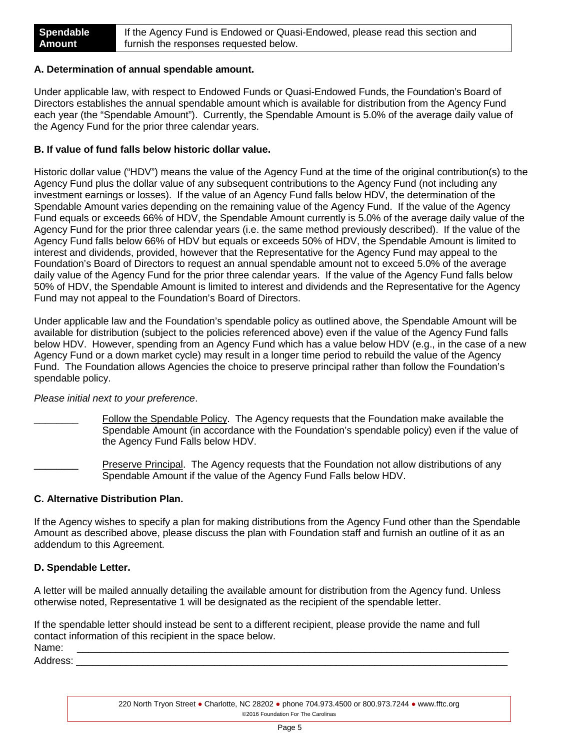| **Spendable Amount** | If the Agency Fund is Endowed or Quasi-Endowed, please read this section and furnish the responses requested below. |
|---|---|

### A. Determination of annual spendable amount.

Under applicable law, with respect to Endowed Funds or Quasi-Endowed Funds, the Foundation's Board of Directors establishes the annual spendable amount which is available for distribution from the Agency Fund each year (the "Spendable Amount"). Currently, the Spendable Amount is 5.0% of the average daily value of the Agency Fund for the prior three calendar years.

### B. If value of fund falls below historic dollar value.

Historic dollar value ("HDV") means the value of the Agency Fund at the time of the original contribution(s) to the Agency Fund plus the dollar value of any subsequent contributions to the Agency Fund (not including any investment earnings or losses). If the value of an Agency Fund falls below HDV, the determination of the Spendable Amount varies depending on the remaining value of the Agency Fund. If the value of the Agency Fund equals or exceeds 66% of HDV, the Spendable Amount currently is 5.0% of the average daily value of the Agency Fund for the prior three calendar years (i.e. the same method previously described). If the value of the Agency Fund falls below 66% of HDV but equals or exceeds 50% of HDV, the Spendable Amount is limited to interest and dividends, provided, however that the Representative for the Agency Fund may appeal to the Foundation's Board of Directors to request an annual spendable amount not to exceed 5.0% of the average daily value of the Agency Fund for the prior three calendar years. If the value of the Agency Fund falls below 50% of HDV, the Spendable Amount is limited to interest and dividends and the Representative for the Agency Fund may not appeal to the Foundation's Board of Directors.

Under applicable law and the Foundation's spendable policy as outlined above, the Spendable Amount will be available for distribution (subject to the policies referenced above) even if the value of the Agency Fund falls below HDV. However, spending from an Agency Fund which has a value below HDV (e.g., in the case of a new Agency Fund or a down market cycle) may result in a longer time period to rebuild the value of the Agency Fund. The Foundation allows Agencies the choice to preserve principal rather than follow the Foundation's spendable policy.

*Please initial next to your preference*.

________ Follow the Spendable Policy. The Agency requests that the Foundation make available the Spendable Amount (in accordance with the Foundation's spendable policy) even if the value of the Agency Fund Falls below HDV.

________ Preserve Principal. The Agency requests that the Foundation not allow distributions of any Spendable Amount if the value of the Agency Fund Falls below HDV.

### C. Alternative Distribution Plan.

If the Agency wishes to specify a plan for making distributions from the Agency Fund other than the Spendable Amount as described above, please discuss the plan with Foundation staff and furnish an outline of it as an addendum to this Agreement.

### D. Spendable Letter.

A letter will be mailed annually detailing the available amount for distribution from the Agency fund. Unless otherwise noted, Representative 1 will be designated as the recipient of the spendable letter.

If the spendable letter should instead be sent to a different recipient, please provide the name and full contact information of this recipient in the space below.

Name: ________________________________________________________________________________

Address: ______________________________________________________________________________

220 North Tryon Street ● Charlotte, NC 28202 ● phone 704.973.4500 or 800.973.7244 ● www.fftc.org
©2016 Foundation For The Carolinas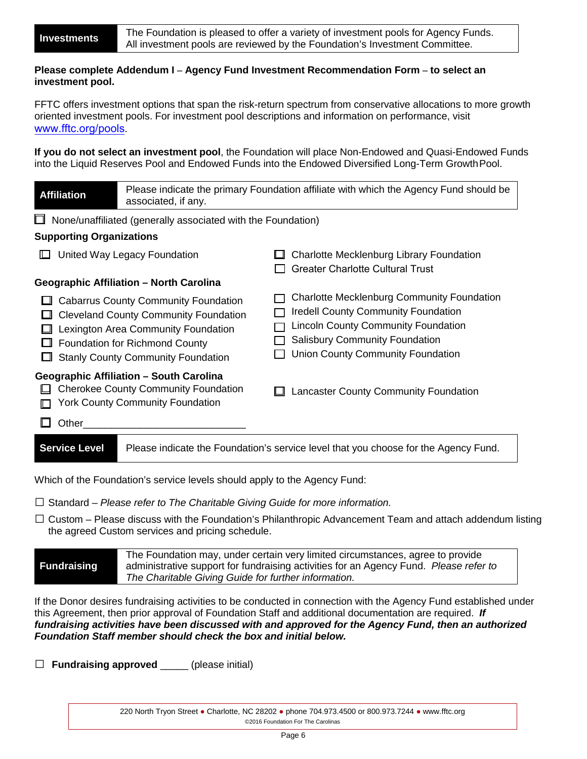## Investments

The Foundation is pleased to offer a variety of investment pools for Agency Funds. All investment pools are reviewed by the Foundation's Investment Committee.

**Please complete Addendum I – Agency Fund Investment Recommendation Form – to select an investment pool.**

FFTC offers investment options that span the risk-return spectrum from conservative allocations to more growth oriented investment pools. For investment pool descriptions and information on performance, visit www.fftc.org/pools.

**If you do not select an investment pool**, the Foundation will place Non-Endowed and Quasi-Endowed Funds into the Liquid Reserves Pool and Endowed Funds into the Endowed Diversified Long-Term Growth Pool.

## Affiliation

Please indicate the primary Foundation affiliate with which the Agency Fund should be associated, if any.

☐ None/unaffiliated (generally associated with the Foundation)

**Supporting Organizations**

☐ United Way Legacy Foundation
☐ Charlotte Mecklenburg Library Foundation
☐ Greater Charlotte Cultural Trust

**Geographic Affiliation – North Carolina**

☐ Cabarrus County Community Foundation
☐ Cleveland County Community Foundation
☐ Lexington Area Community Foundation
☐ Foundation for Richmond County
☐ Stanly County Community Foundation
☐ Charlotte Mecklenburg Community Foundation
☐ Iredell County Community Foundation
☐ Lincoln County Community Foundation
☐ Salisbury Community Foundation
☐ Union County Community Foundation

**Geographic Affiliation – South Carolina**

☐ Cherokee County Community Foundation
☐ York County Community Foundation
☐ Lancaster County Community Foundation

☐ Other____________________________

## Service Level

Please indicate the Foundation's service level that you choose for the Agency Fund.

Which of the Foundation's service levels should apply to the Agency Fund:

☐ Standard – *Please refer to The Charitable Giving Guide for more information.*

☐ Custom – Please discuss with the Foundation's Philanthropic Advancement Team and attach addendum listing the agreed Custom services and pricing schedule.

## Fundraising

The Foundation may, under certain very limited circumstances, agree to provide administrative support for fundraising activities for an Agency Fund. *Please refer to The Charitable Giving Guide for further information.*

If the Donor desires fundraising activities to be conducted in connection with the Agency Fund established under this Agreement, then prior approval of Foundation Staff and additional documentation are required. ***If fundraising activities have been discussed with and approved for the Agency Fund, then an authorized Foundation Staff member should check the box and initial below.***

☐ **Fundraising approved** _____ (please initial)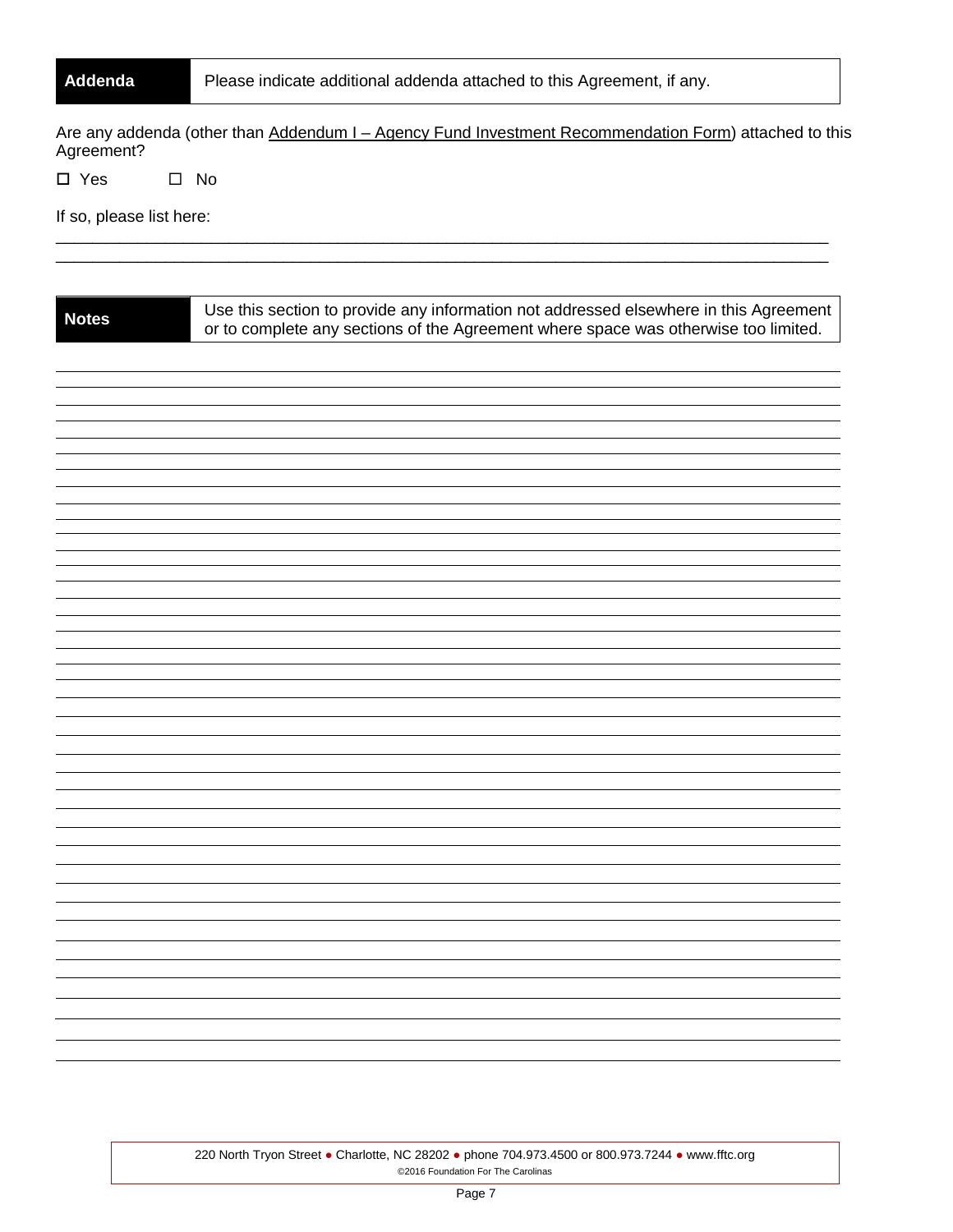| Addenda | Please indicate additional addenda attached to this Agreement, if any. |
|---|---|

Are any addenda (other than Addendum I – Agency Fund Investment Recommendation Form) attached to this Agreement?

☐ Yes ☐ No

If so, please list here:

\_\_\_\_\_\_\_\_\_\_\_\_\_\_\_\_\_\_\_\_\_\_\_\_\_\_\_\_\_\_\_\_\_\_\_\_\_\_\_\_\_\_\_\_\_\_\_\_\_\_\_\_\_\_\_\_\_\_\_\_\_\_\_\_\_\_\_\_\_\_\_\_\_\_\_\_\_\_

\_\_\_\_\_\_\_\_\_\_\_\_\_\_\_\_\_\_\_\_\_\_\_\_\_\_\_\_\_\_\_\_\_\_\_\_\_\_\_\_\_\_\_\_\_\_\_\_\_\_\_\_\_\_\_\_\_\_\_\_\_\_\_\_\_\_\_\_\_\_\_\_\_\_\_\_\_\_

| Notes | Use this section to provide any information not addressed elsewhere in this Agreement or to complete any sections of the Agreement where space was otherwise too limited. |
|---|---|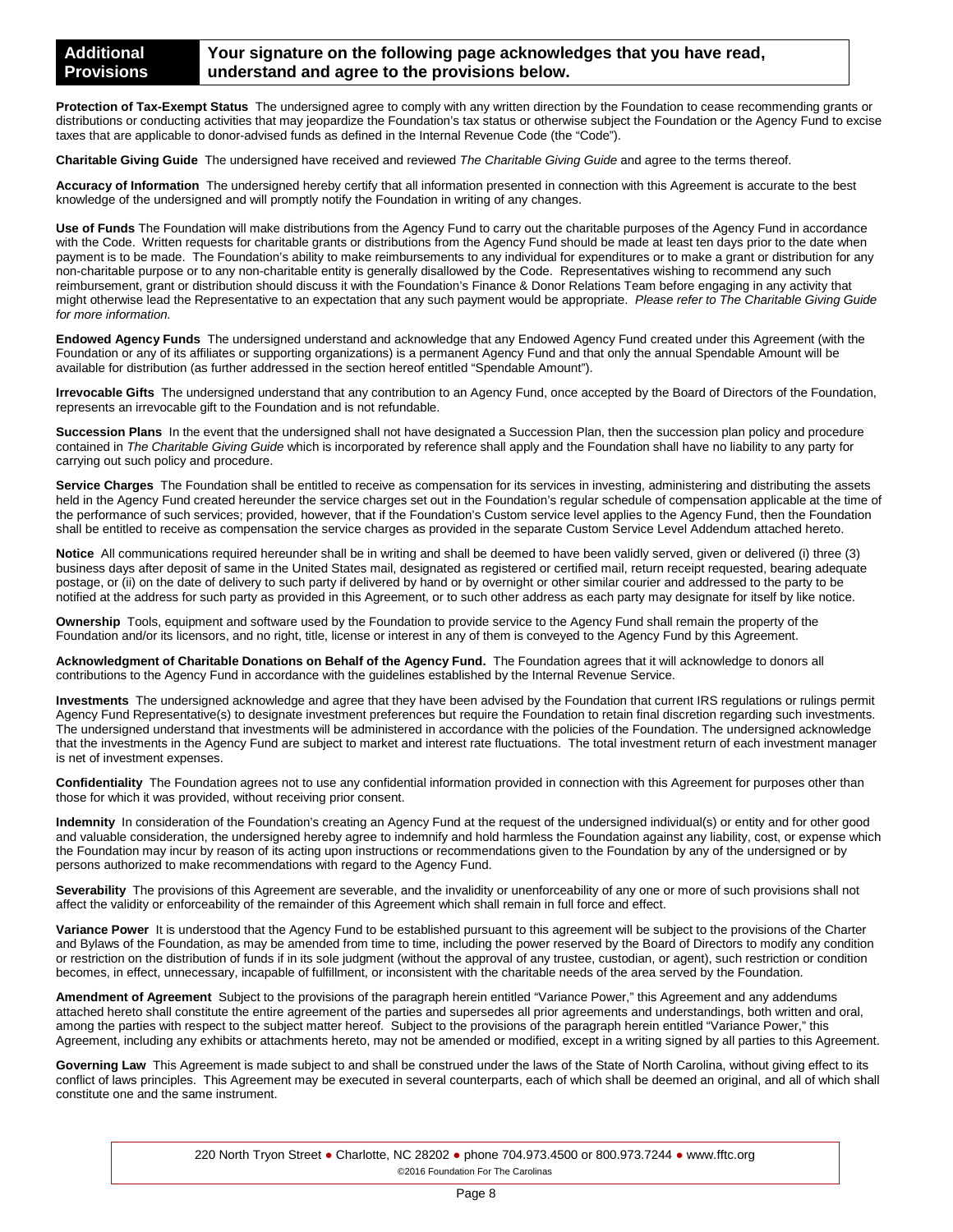## Additional Provisions

**Your signature on the following page acknowledges that you have read, understand and agree to the provisions below.**

**Protection of Tax-Exempt Status** The undersigned agree to comply with any written direction by the Foundation to cease recommending grants or distributions or conducting activities that may jeopardize the Foundation's tax status or otherwise subject the Foundation or the Agency Fund to excise taxes that are applicable to donor-advised funds as defined in the Internal Revenue Code (the "Code").

**Charitable Giving Guide** The undersigned have received and reviewed *The Charitable Giving Guide* and agree to the terms thereof.

**Accuracy of Information** The undersigned hereby certify that all information presented in connection with this Agreement is accurate to the best knowledge of the undersigned and will promptly notify the Foundation in writing of any changes.

**Use of Funds** The Foundation will make distributions from the Agency Fund to carry out the charitable purposes of the Agency Fund in accordance with the Code. Written requests for charitable grants or distributions from the Agency Fund should be made at least ten days prior to the date when payment is to be made. The Foundation's ability to make reimbursements to any individual for expenditures or to make a grant or distribution for any non-charitable purpose or to any non-charitable entity is generally disallowed by the Code. Representatives wishing to recommend any such reimbursement, grant or distribution should discuss it with the Foundation's Finance & Donor Relations Team before engaging in any activity that might otherwise lead the Representative to an expectation that any such payment would be appropriate. *Please refer to The Charitable Giving Guide for more information.*

**Endowed Agency Funds** The undersigned understand and acknowledge that any Endowed Agency Fund created under this Agreement (with the Foundation or any of its affiliates or supporting organizations) is a permanent Agency Fund and that only the annual Spendable Amount will be available for distribution (as further addressed in the section hereof entitled "Spendable Amount").

**Irrevocable Gifts** The undersigned understand that any contribution to an Agency Fund, once accepted by the Board of Directors of the Foundation, represents an irrevocable gift to the Foundation and is not refundable.

**Succession Plans** In the event that the undersigned shall not have designated a Succession Plan, then the succession plan policy and procedure contained in *The Charitable Giving Guide* which is incorporated by reference shall apply and the Foundation shall have no liability to any party for carrying out such policy and procedure.

**Service Charges** The Foundation shall be entitled to receive as compensation for its services in investing, administering and distributing the assets held in the Agency Fund created hereunder the service charges set out in the Foundation's regular schedule of compensation applicable at the time of the performance of such services; provided, however, that if the Foundation's Custom service level applies to the Agency Fund, then the Foundation shall be entitled to receive as compensation the service charges as provided in the separate Custom Service Level Addendum attached hereto.

**Notice** All communications required hereunder shall be in writing and shall be deemed to have been validly served, given or delivered (i) three (3) business days after deposit of same in the United States mail, designated as registered or certified mail, return receipt requested, bearing adequate postage, or (ii) on the date of delivery to such party if delivered by hand or by overnight or other similar courier and addressed to the party to be notified at the address for such party as provided in this Agreement, or to such other address as each party may designate for itself by like notice.

**Ownership** Tools, equipment and software used by the Foundation to provide service to the Agency Fund shall remain the property of the Foundation and/or its licensors, and no right, title, license or interest in any of them is conveyed to the Agency Fund by this Agreement.

**Acknowledgment of Charitable Donations on Behalf of the Agency Fund.** The Foundation agrees that it will acknowledge to donors all contributions to the Agency Fund in accordance with the guidelines established by the Internal Revenue Service.

**Investments** The undersigned acknowledge and agree that they have been advised by the Foundation that current IRS regulations or rulings permit Agency Fund Representative(s) to designate investment preferences but require the Foundation to retain final discretion regarding such investments. The undersigned understand that investments will be administered in accordance with the policies of the Foundation. The undersigned acknowledge that the investments in the Agency Fund are subject to market and interest rate fluctuations. The total investment return of each investment manager is net of investment expenses.

**Confidentiality** The Foundation agrees not to use any confidential information provided in connection with this Agreement for purposes other than those for which it was provided, without receiving prior consent.

**Indemnity** In consideration of the Foundation's creating an Agency Fund at the request of the undersigned individual(s) or entity and for other good and valuable consideration, the undersigned hereby agree to indemnify and hold harmless the Foundation against any liability, cost, or expense which the Foundation may incur by reason of its acting upon instructions or recommendations given to the Foundation by any of the undersigned or by persons authorized to make recommendations with regard to the Agency Fund.

**Severability** The provisions of this Agreement are severable, and the invalidity or unenforceability of any one or more of such provisions shall not affect the validity or enforceability of the remainder of this Agreement which shall remain in full force and effect.

**Variance Power** It is understood that the Agency Fund to be established pursuant to this agreement will be subject to the provisions of the Charter and Bylaws of the Foundation, as may be amended from time to time, including the power reserved by the Board of Directors to modify any condition or restriction on the distribution of funds if in its sole judgment (without the approval of any trustee, custodian, or agent), such restriction or condition becomes, in effect, unnecessary, incapable of fulfillment, or inconsistent with the charitable needs of the area served by the Foundation.

**Amendment of Agreement** Subject to the provisions of the paragraph herein entitled "Variance Power," this Agreement and any addendums attached hereto shall constitute the entire agreement of the parties and supersedes all prior agreements and understandings, both written and oral, among the parties with respect to the subject matter hereof. Subject to the provisions of the paragraph herein entitled "Variance Power," this Agreement, including any exhibits or attachments hereto, may not be amended or modified, except in a writing signed by all parties to this Agreement.

**Governing Law** This Agreement is made subject to and shall be construed under the laws of the State of North Carolina, without giving effect to its conflict of laws principles. This Agreement may be executed in several counterparts, each of which shall be deemed an original, and all of which shall constitute one and the same instrument.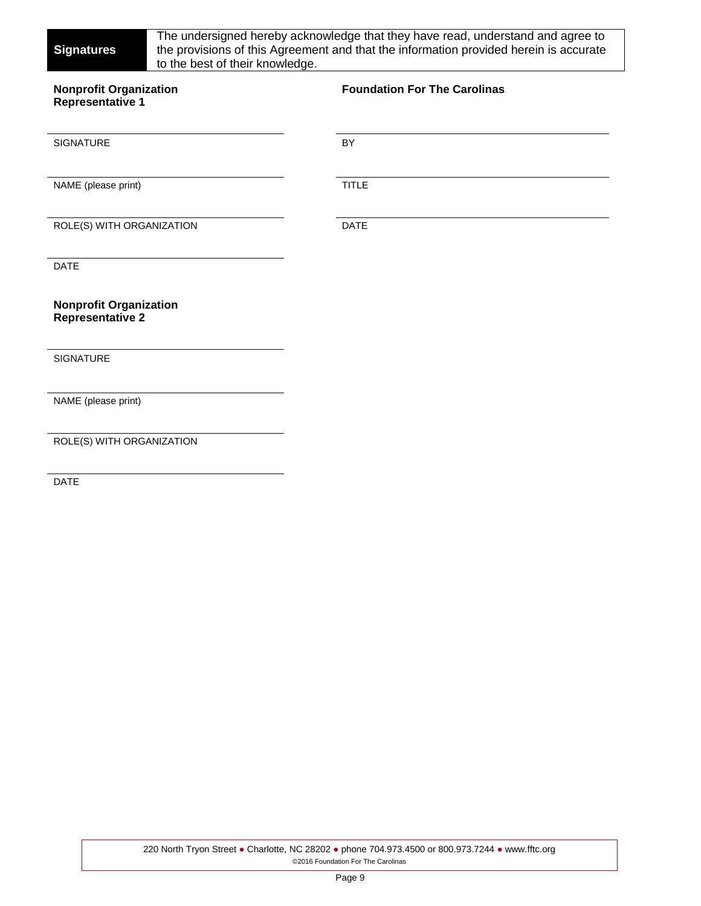## Signatures

The undersigned hereby acknowledge that they have read, understand and agree to the provisions of this Agreement and that the information provided herein is accurate to the best of their knowledge.

**Nonprofit Organization Representative 1**

\_\_\_\_\_\_\_\_\_\_\_\_\_\_\_\_\_\_\_\_\_\_\_\_\_\_\_\_\_\_\_\_
SIGNATURE

\_\_\_\_\_\_\_\_\_\_\_\_\_\_\_\_\_\_\_\_\_\_\_\_\_\_\_\_\_\_\_\_
NAME (please print)

\_\_\_\_\_\_\_\_\_\_\_\_\_\_\_\_\_\_\_\_\_\_\_\_\_\_\_\_\_\_\_\_
ROLE(S) WITH ORGANIZATION

\_\_\_\_\_\_\_\_\_\_\_\_\_\_\_\_\_\_\_\_\_\_\_\_\_\_\_\_\_\_\_\_
DATE

**Nonprofit Organization Representative 2**

\_\_\_\_\_\_\_\_\_\_\_\_\_\_\_\_\_\_\_\_\_\_\_\_\_\_\_\_\_\_\_\_
SIGNATURE

\_\_\_\_\_\_\_\_\_\_\_\_\_\_\_\_\_\_\_\_\_\_\_\_\_\_\_\_\_\_\_\_
NAME (please print)

\_\_\_\_\_\_\_\_\_\_\_\_\_\_\_\_\_\_\_\_\_\_\_\_\_\_\_\_\_\_\_\_
ROLE(S) WITH ORGANIZATION

\_\_\_\_\_\_\_\_\_\_\_\_\_\_\_\_\_\_\_\_\_\_\_\_\_\_\_\_\_\_\_\_
DATE

**Foundation For The Carolinas**

\_\_\_\_\_\_\_\_\_\_\_\_\_\_\_\_\_\_\_\_\_\_\_\_\_\_\_\_\_\_\_\_
BY

\_\_\_\_\_\_\_\_\_\_\_\_\_\_\_\_\_\_\_\_\_\_\_\_\_\_\_\_\_\_\_\_
TITLE

\_\_\_\_\_\_\_\_\_\_\_\_\_\_\_\_\_\_\_\_\_\_\_\_\_\_\_\_\_\_\_\_
DATE

220 North Tryon Street ● Charlotte, NC 28202 ● phone 704.973.4500 or 800.973.7244 ● www.fftc.org
©2016 Foundation For The Carolinas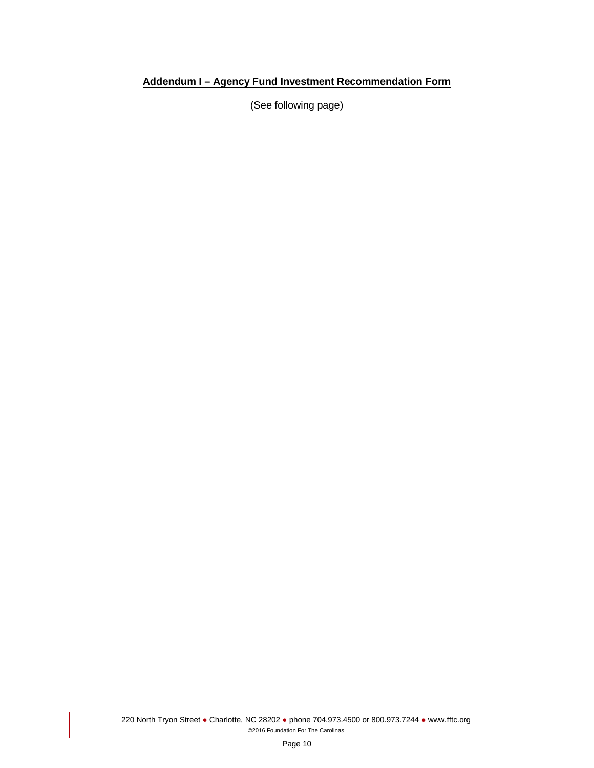## Addendum I – Agency Fund Investment Recommendation Form

(See following page)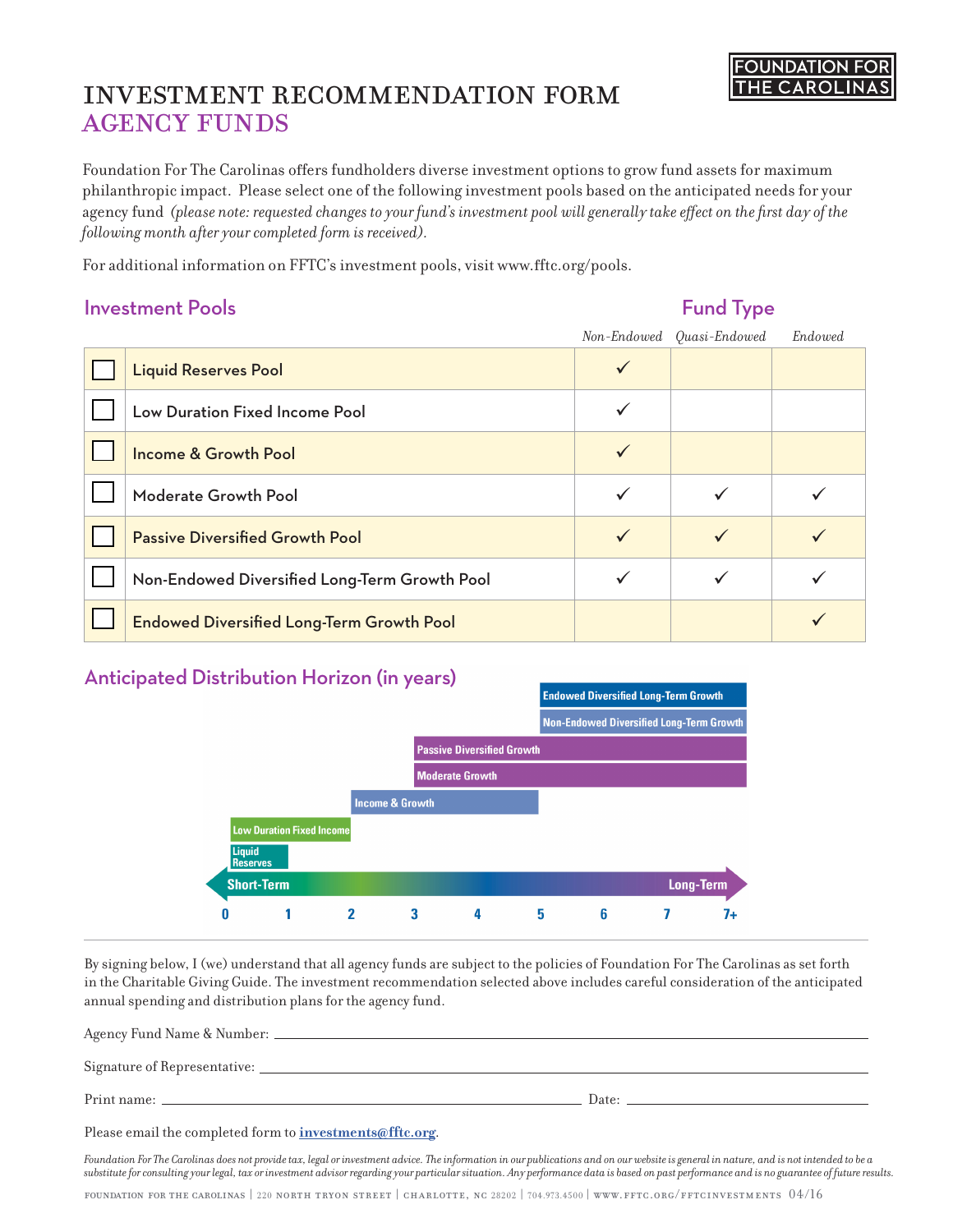# INVESTMENT RECOMMENDATION FORM
## AGENCY FUNDS

FOUNDATION FOR THE CAROLINAS

Foundation For The Carolinas offers fundholders diverse investment options to grow fund assets for maximum philanthropic impact. Please select one of the following investment pools based on the anticipated needs for your agency fund *(please note: requested changes to your fund's investment pool will generally take effect on the first day of the following month after your completed form is received).*

For additional information on FFTC's investment pools, visit www.fftc.org/pools.

### Investment Pools

| | Investment Pools | Fund Type | | |
|---|---|---|---|---|
| | | *Non-Endowed* | *Quasi-Endowed* | *Endowed* |
| ☐ | Liquid Reserves Pool | ✓ | | |
| ☐ | Low Duration Fixed Income Pool | ✓ | | |
| ☐ | Income & Growth Pool | ✓ | | |
| ☐ | Moderate Growth Pool | ✓ | ✓ | ✓ |
| ☐ | Passive Diversified Growth Pool | ✓ | ✓ | ✓ |
| ☐ | Non-Endowed Diversified Long-Term Growth Pool | ✓ | ✓ | ✓ |
| ☐ | Endowed Diversified Long-Term Growth Pool | | | ✓ |

### Anticipated Distribution Horizon (in years)

Endowed Diversified Long-Term Growth
Non-Endowed Diversified Long-Term Growth
Passive Diversified Growth
Moderate Growth
Income & Growth
Low Duration Fixed Income
Liquid Reserves
Short-Term
Long-Term
0 1 2 3 4 5 6 7 7+

---

By signing below, I (we) understand that all agency funds are subject to the policies of Foundation For The Carolinas as set forth in the Charitable Giving Guide. The investment recommendation selected above includes careful consideration of the anticipated annual spending and distribution plans for the agency fund.

Agency Fund Name & Number: ______________________________

Signature of Representative: ______________________________

Print name: ______________________________ Date: ______________

Please email the completed form to **investments@fftc.org**.

*Foundation For The Carolinas does not provide tax, legal or investment advice. The information in our publications and on our website is general in nature, and is not intended to be a substitute for consulting your legal, tax or investment advisor regarding your particular situation. Any performance data is based on past performance and is no guarantee of future results.*

FOUNDATION FOR THE CAROLINAS | 220 NORTH TRYON STREET | CHARLOTTE, NC 28202 | 704.973.4500 | WWW.FFTC.ORG/FFTCINVESTMENTS 04/16